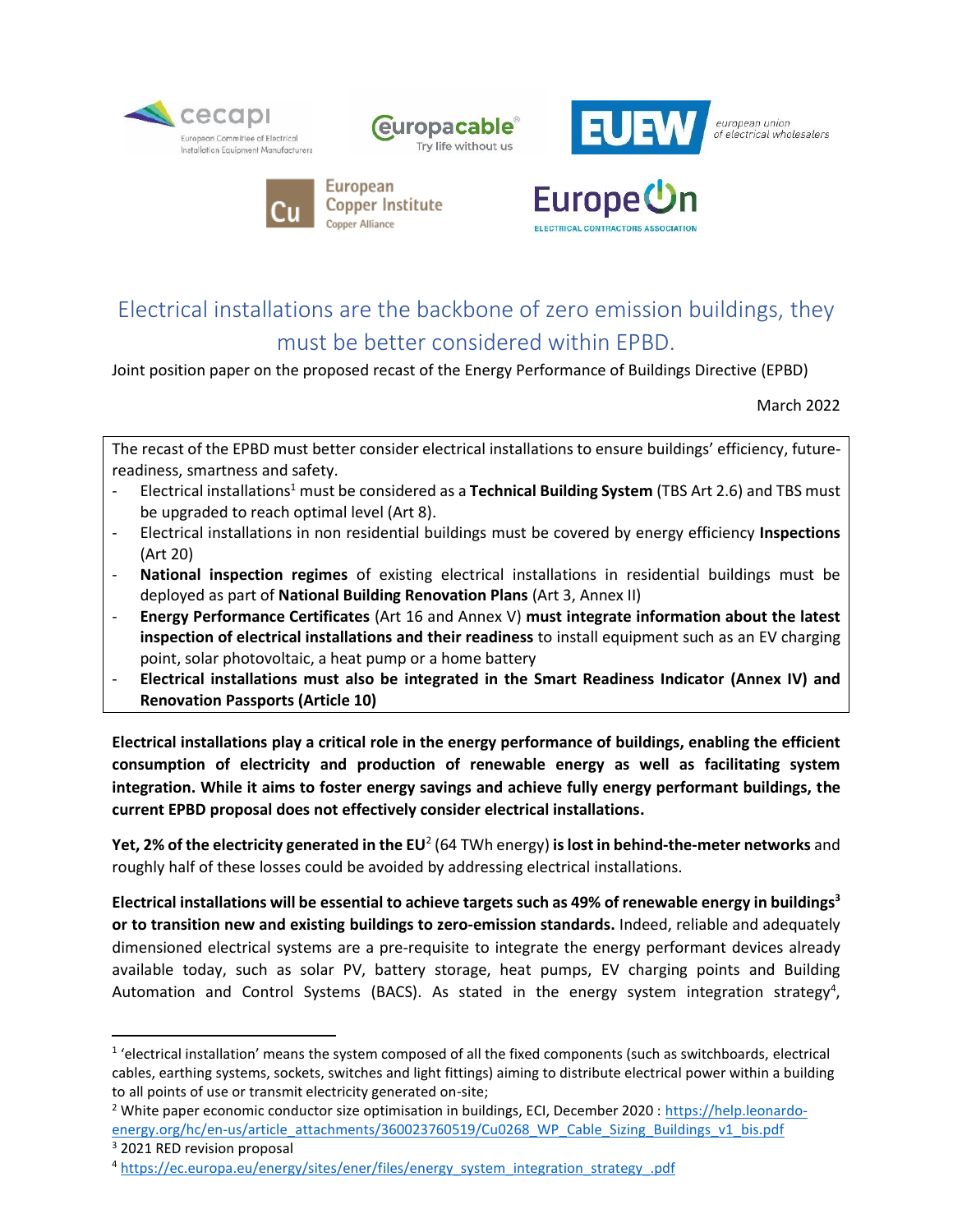# Electrical installations are the backbone of zero emission buildings, they must be better considered within EPBD.

Joint position paper on the proposed recast of the Energy Performance of Buildings Directive (EPBD)

March 2022

The recast of the EPBD must better consider electrical installations to ensure buildings' efficiency, future-readiness, smartness and safety.

- Electrical installations[1] must be considered as a **Technical Building System** (TBS Art 2.6) and TBS must be upgraded to reach optimal level (Art 8).
- Electrical installations in non residential buildings must be covered by energy efficiency **Inspections** (Art 20)
- **National inspection regimes** of existing electrical installations in residential buildings must be deployed as part of **National Building Renovation Plans** (Art 3, Annex II)
- **Energy Performance Certificates** (Art 16 and Annex V) **must integrate information about the latest inspection of electrical installations and their readiness** to install equipment such as an EV charging point, solar photovoltaic, a heat pump or a home battery
- **Electrical installations must also be integrated in the Smart Readiness Indicator (Annex IV) and Renovation Passports (Article 10)**

**Electrical installations play a critical role in the energy performance of buildings, enabling the efficient consumption of electricity and production of renewable energy as well as facilitating system integration. While it aims to foster energy savings and achieve fully energy performant buildings, the current EPBD proposal does not effectively consider electrical installations.**

**Yet, 2% of the electricity generated in the EU**[2] (64 TWh energy) **is lost in behind-the-meter networks** and roughly half of these losses could be avoided by addressing electrical installations.

**Electrical installations will be essential to achieve targets such as 49% of renewable energy in buildings[3] or to transition new and existing buildings to zero-emission standards.** Indeed, reliable and adequately dimensioned electrical systems are a pre-requisite to integrate the energy performant devices already available today, such as solar PV, battery storage, heat pumps, EV charging points and Building Automation and Control Systems (BACS). As stated in the energy system integration strategy[4],

---

[1] 'electrical installation' means the system composed of all the fixed components (such as switchboards, electrical cables, earthing systems, sockets, switches and light fittings) aiming to distribute electrical power within a building to all points of use or transmit electricity generated on-site;

[2] White paper economic conductor size optimisation in buildings, ECI, December 2020 : https://help.leonardo-energy.org/hc/en-us/article_attachments/360023760519/Cu0268_WP_Cable_Sizing_Buildings_v1_bis.pdf

[3] 2021 RED revision proposal

[4] https://ec.europa.eu/energy/sites/ener/files/energy_system_integration_strategy_.pdf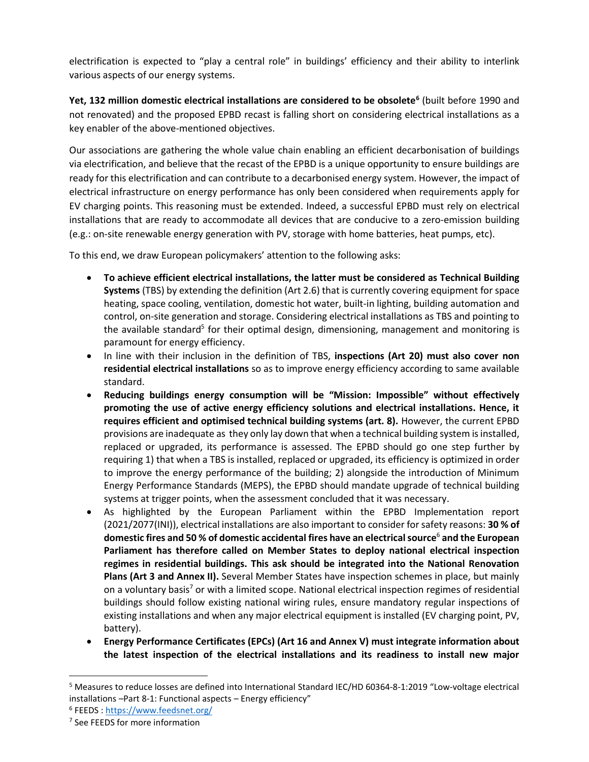electrification is expected to "play a central role" in buildings' efficiency and their ability to interlink various aspects of our energy systems.

**Yet, 132 million domestic electrical installations are considered to be obsolete[6]** (built before 1990 and not renovated) and the proposed EPBD recast is falling short on considering electrical installations as a key enabler of the above-mentioned objectives.

Our associations are gathering the whole value chain enabling an efficient decarbonisation of buildings via electrification, and believe that the recast of the EPBD is a unique opportunity to ensure buildings are ready for this electrification and can contribute to a decarbonised energy system. However, the impact of electrical infrastructure on energy performance has only been considered when requirements apply for EV charging points. This reasoning must be extended. Indeed, a successful EPBD must rely on electrical installations that are ready to accommodate all devices that are conducive to a zero-emission building (e.g.: on-site renewable energy generation with PV, storage with home batteries, heat pumps, etc).

To this end, we draw European policymakers' attention to the following asks:

- **To achieve efficient electrical installations, the latter must be considered as Technical Building Systems** (TBS) by extending the definition (Art 2.6) that is currently covering equipment for space heating, space cooling, ventilation, domestic hot water, built-in lighting, building automation and control, on-site generation and storage. Considering electrical installations as TBS and pointing to the available standard[5] for their optimal design, dimensioning, management and monitoring is paramount for energy efficiency.
- In line with their inclusion in the definition of TBS, **inspections (Art 20) must also cover non residential electrical installations** so as to improve energy efficiency according to same available standard.
- **Reducing buildings energy consumption will be "Mission: Impossible" without effectively promoting the use of active energy efficiency solutions and electrical installations. Hence, it requires efficient and optimised technical building systems (art. 8).** However, the current EPBD provisions are inadequate as they only lay down that when a technical building system is installed, replaced or upgraded, its performance is assessed. The EPBD should go one step further by requiring 1) that when a TBS is installed, replaced or upgraded, its efficiency is optimized in order to improve the energy performance of the building; 2) alongside the introduction of Minimum Energy Performance Standards (MEPS), the EPBD should mandate upgrade of technical building systems at trigger points, when the assessment concluded that it was necessary.
- As highlighted by the European Parliament within the EPBD Implementation report (2021/2077(INI)), electrical installations are also important to consider for safety reasons: **30 % of domestic fires and 50 % of domestic accidental fires have an electrical source[6] and the European Parliament has therefore called on Member States to deploy national electrical inspection regimes in residential buildings. This ask should be integrated into the National Renovation Plans (Art 3 and Annex II).** Several Member States have inspection schemes in place, but mainly on a voluntary basis[7] or with a limited scope. National electrical inspection regimes of residential buildings should follow existing national wiring rules, ensure mandatory regular inspections of existing installations and when any major electrical equipment is installed (EV charging point, PV, battery).
- **Energy Performance Certificates (EPCs) (Art 16 and Annex V) must integrate information about the latest inspection of the electrical installations and its readiness to install new major**

---

[5] Measures to reduce losses are defined into International Standard IEC/HD 60364-8-1:2019 "Low-voltage electrical installations –Part 8-1: Functional aspects – Energy efficiency"

[6] FEEDS : https://www.feedsnet.org/

[7] See FEEDS for more information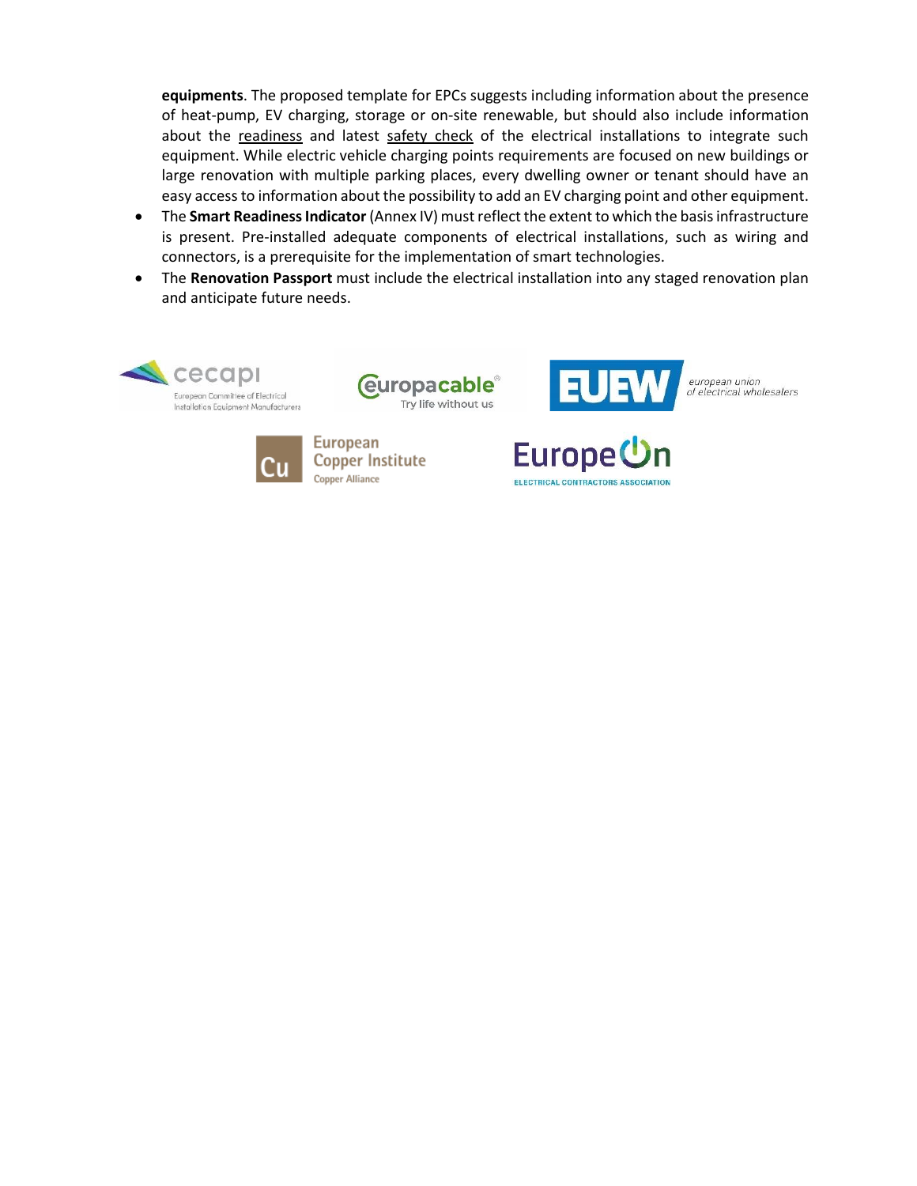**equipments**. The proposed template for EPCs suggests including information about the presence of heat-pump, EV charging, storage or on-site renewable, but should also include information about the readiness and latest safety check of the electrical installations to integrate such equipment. While electric vehicle charging points requirements are focused on new buildings or large renovation with multiple parking places, every dwelling owner or tenant should have an easy access to information about the possibility to add an EV charging point and other equipment.

- The **Smart Readiness Indicator** (Annex IV) must reflect the extent to which the basis infrastructure is present. Pre-installed adequate components of electrical installations, such as wiring and connectors, is a prerequisite for the implementation of smart technologies.
- The **Renovation Passport** must include the electrical installation into any staged renovation plan and anticipate future needs.

cecapi
European Committee of Electrical Installation Equipment Manufacturers

europacable
Try life without us

EUEW
european union of electrical wholesalers

Cu
European Copper Institute
Copper Alliance

EuropeOn
ELECTRICAL CONTRACTORS ASSOCIATION